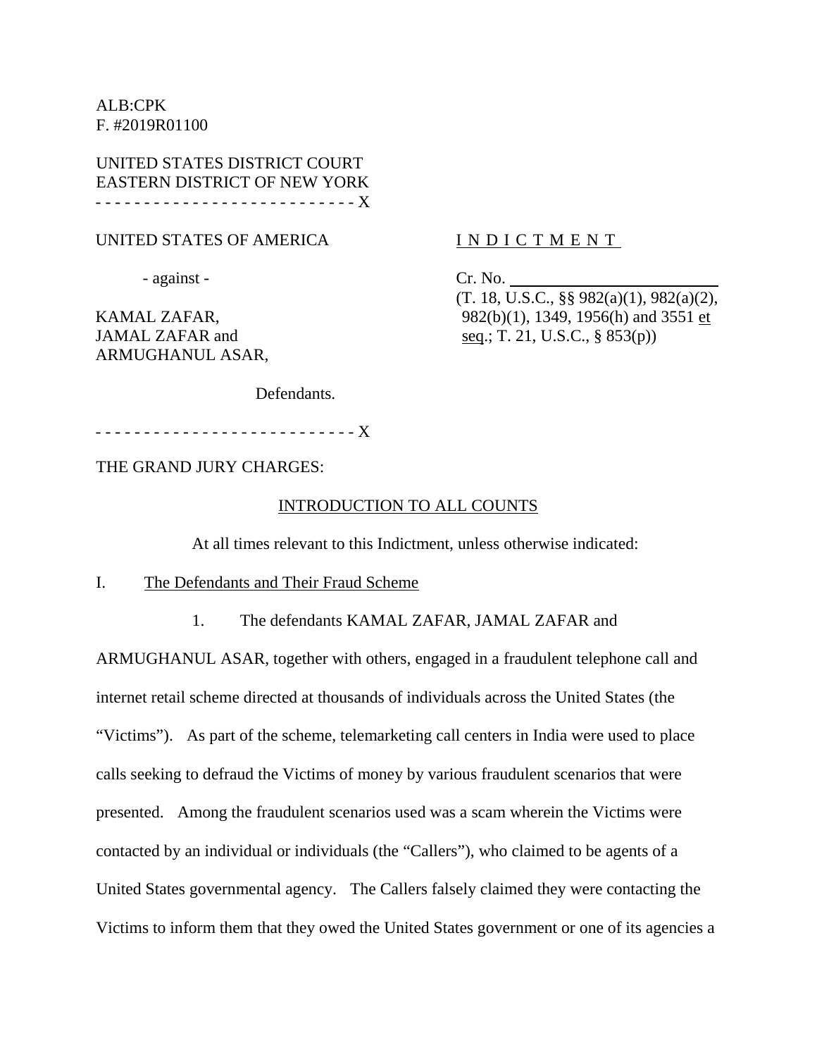ALB:CPK
F. #2019R01100

UNITED STATES DISTRICT COURT
EASTERN DISTRICT OF NEW YORK
\- - - - - - - - - - - - - - - - - - - - - - - - - - X

UNITED STATES OF AMERICA

\- against -

KAMAL ZAFAR,
JAMAL ZAFAR and
ARMUGHANUL ASAR,

Defendants.

\- - - - - - - - - - - - - - - - - - - - - - - - - - X

I N D I C T M E N T

Cr. No. ____________________
(T. 18, U.S.C., §§ 982(a)(1), 982(a)(2), 982(b)(1), 1349, 1956(h) and 3551 et seq.; T. 21, U.S.C., § 853(p))

THE GRAND JURY CHARGES:

## INTRODUCTION TO ALL COUNTS

At all times relevant to this Indictment, unless otherwise indicated:

### I. The Defendants and Their Fraud Scheme

1. The defendants KAMAL ZAFAR, JAMAL ZAFAR and ARMUGHANUL ASAR, together with others, engaged in a fraudulent telephone call and internet retail scheme directed at thousands of individuals across the United States (the "Victims"). As part of the scheme, telemarketing call centers in India were used to place calls seeking to defraud the Victims of money by various fraudulent scenarios that were presented. Among the fraudulent scenarios used was a scam wherein the Victims were contacted by an individual or individuals (the "Callers"), who claimed to be agents of a United States governmental agency. The Callers falsely claimed they were contacting the Victims to inform them that they owed the United States government or one of its agencies a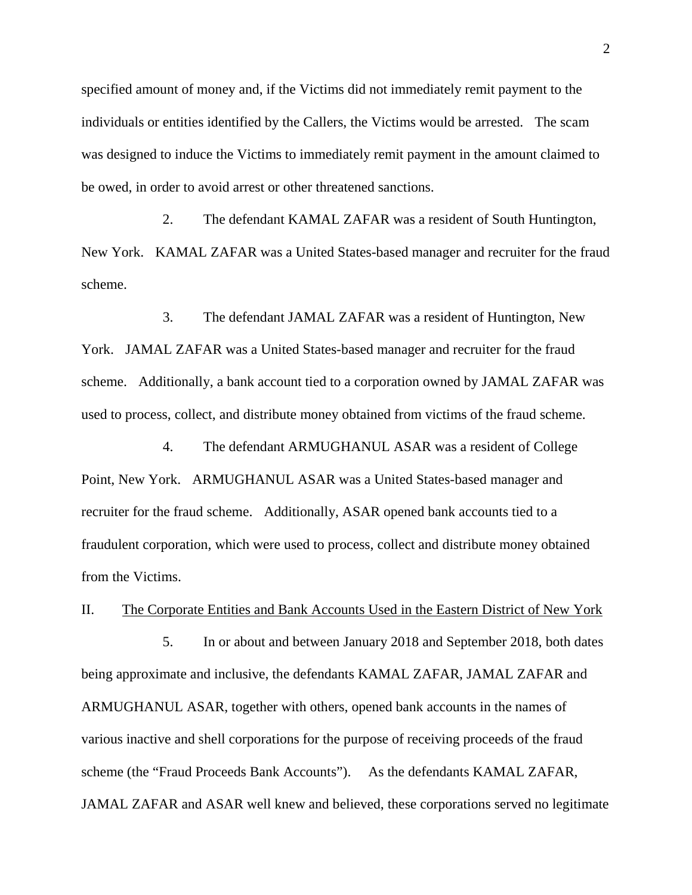specified amount of money and, if the Victims did not immediately remit payment to the individuals or entities identified by the Callers, the Victims would be arrested. The scam was designed to induce the Victims to immediately remit payment in the amount claimed to be owed, in order to avoid arrest or other threatened sanctions.

2. The defendant KAMAL ZAFAR was a resident of South Huntington, New York. KAMAL ZAFAR was a United States-based manager and recruiter for the fraud scheme.

3. The defendant JAMAL ZAFAR was a resident of Huntington, New York. JAMAL ZAFAR was a United States-based manager and recruiter for the fraud scheme. Additionally, a bank account tied to a corporation owned by JAMAL ZAFAR was used to process, collect, and distribute money obtained from victims of the fraud scheme.

4. The defendant ARMUGHANUL ASAR was a resident of College Point, New York. ARMUGHANUL ASAR was a United States-based manager and recruiter for the fraud scheme. Additionally, ASAR opened bank accounts tied to a fraudulent corporation, which were used to process, collect and distribute money obtained from the Victims.

II. <u>The Corporate Entities and Bank Accounts Used in the Eastern District of New York</u>

5. In or about and between January 2018 and September 2018, both dates being approximate and inclusive, the defendants KAMAL ZAFAR, JAMAL ZAFAR and ARMUGHANUL ASAR, together with others, opened bank accounts in the names of various inactive and shell corporations for the purpose of receiving proceeds of the fraud scheme (the "Fraud Proceeds Bank Accounts"). As the defendants KAMAL ZAFAR, JAMAL ZAFAR and ASAR well knew and believed, these corporations served no legitimate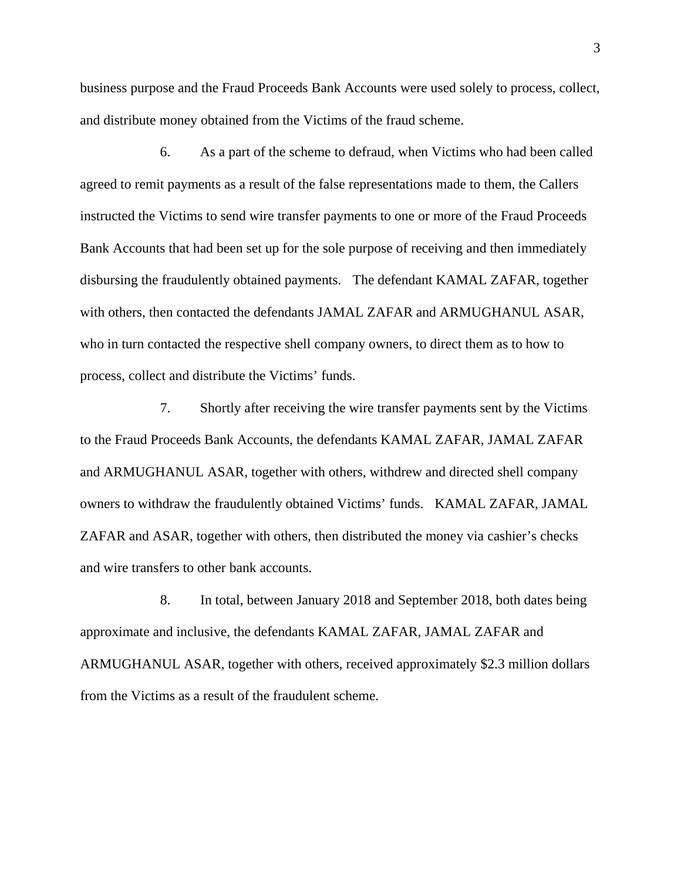business purpose and the Fraud Proceeds Bank Accounts were used solely to process, collect, and distribute money obtained from the Victims of the fraud scheme.

6. As a part of the scheme to defraud, when Victims who had been called agreed to remit payments as a result of the false representations made to them, the Callers instructed the Victims to send wire transfer payments to one or more of the Fraud Proceeds Bank Accounts that had been set up for the sole purpose of receiving and then immediately disbursing the fraudulently obtained payments. The defendant KAMAL ZAFAR, together with others, then contacted the defendants JAMAL ZAFAR and ARMUGHANUL ASAR, who in turn contacted the respective shell company owners, to direct them as to how to process, collect and distribute the Victims' funds.

7. Shortly after receiving the wire transfer payments sent by the Victims to the Fraud Proceeds Bank Accounts, the defendants KAMAL ZAFAR, JAMAL ZAFAR and ARMUGHANUL ASAR, together with others, withdrew and directed shell company owners to withdraw the fraudulently obtained Victims' funds. KAMAL ZAFAR, JAMAL ZAFAR and ASAR, together with others, then distributed the money via cashier's checks and wire transfers to other bank accounts.

8. In total, between January 2018 and September 2018, both dates being approximate and inclusive, the defendants KAMAL ZAFAR, JAMAL ZAFAR and ARMUGHANUL ASAR, together with others, received approximately $2.3 million dollars from the Victims as a result of the fraudulent scheme.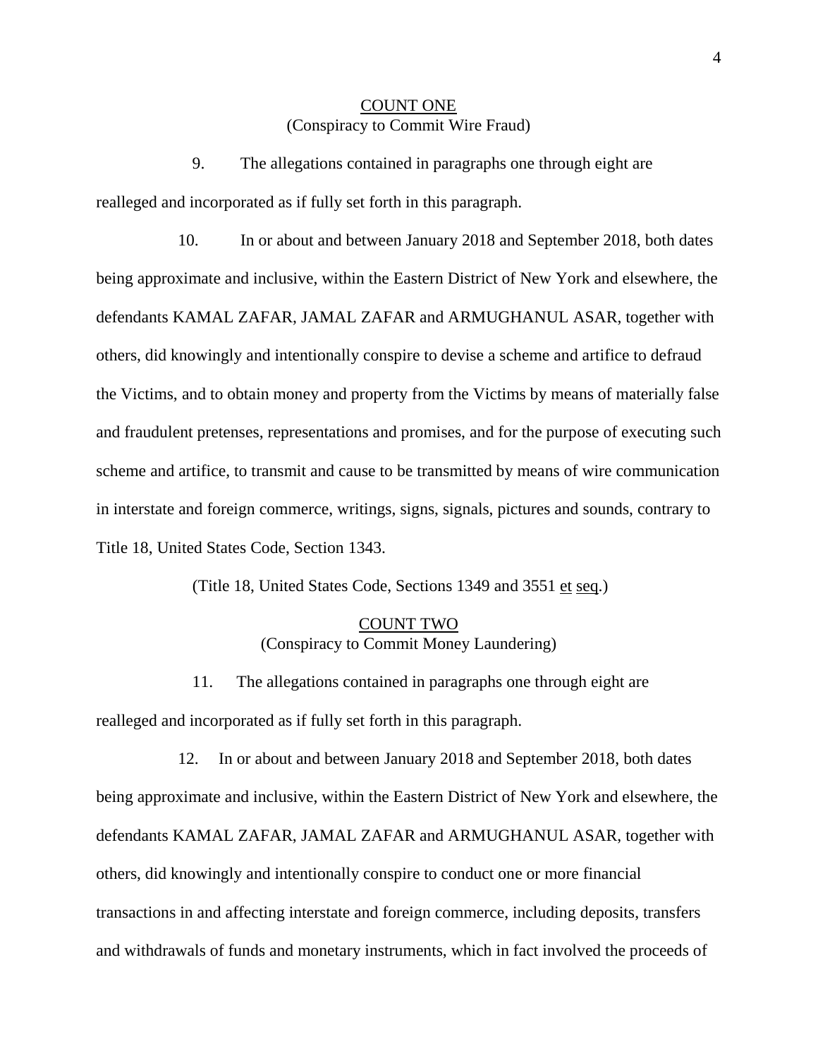<u>COUNT ONE</u>
(Conspiracy to Commit Wire Fraud)

9. The allegations contained in paragraphs one through eight are realleged and incorporated as if fully set forth in this paragraph.

10. In or about and between January 2018 and September 2018, both dates being approximate and inclusive, within the Eastern District of New York and elsewhere, the defendants KAMAL ZAFAR, JAMAL ZAFAR and ARMUGHANUL ASAR, together with others, did knowingly and intentionally conspire to devise a scheme and artifice to defraud the Victims, and to obtain money and property from the Victims by means of materially false and fraudulent pretenses, representations and promises, and for the purpose of executing such scheme and artifice, to transmit and cause to be transmitted by means of wire communication in interstate and foreign commerce, writings, signs, signals, pictures and sounds, contrary to Title 18, United States Code, Section 1343.

(Title 18, United States Code, Sections 1349 and 3551 <u>et</u> <u>seq</u>.)

<u>COUNT TWO</u>
(Conspiracy to Commit Money Laundering)

11. The allegations contained in paragraphs one through eight are realleged and incorporated as if fully set forth in this paragraph.

12. In or about and between January 2018 and September 2018, both dates being approximate and inclusive, within the Eastern District of New York and elsewhere, the defendants KAMAL ZAFAR, JAMAL ZAFAR and ARMUGHANUL ASAR, together with others, did knowingly and intentionally conspire to conduct one or more financial transactions in and affecting interstate and foreign commerce, including deposits, transfers and withdrawals of funds and monetary instruments, which in fact involved the proceeds of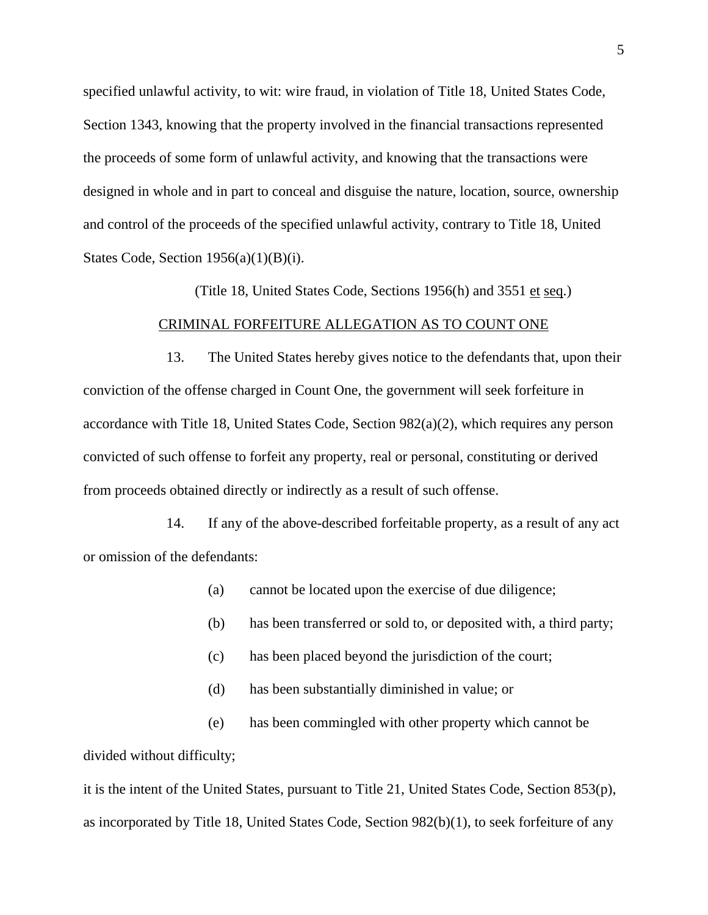specified unlawful activity, to wit: wire fraud, in violation of Title 18, United States Code, Section 1343, knowing that the property involved in the financial transactions represented the proceeds of some form of unlawful activity, and knowing that the transactions were designed in whole and in part to conceal and disguise the nature, location, source, ownership and control of the proceeds of the specified unlawful activity, contrary to Title 18, United States Code, Section 1956(a)(1)(B)(i).

(Title 18, United States Code, Sections 1956(h) and 3551 et seq.)

CRIMINAL FORFEITURE ALLEGATION AS TO COUNT ONE

13. The United States hereby gives notice to the defendants that, upon their conviction of the offense charged in Count One, the government will seek forfeiture in accordance with Title 18, United States Code, Section 982(a)(2), which requires any person convicted of such offense to forfeit any property, real or personal, constituting or derived from proceeds obtained directly or indirectly as a result of such offense.

14. If any of the above-described forfeitable property, as a result of any act or omission of the defendants:

(a) cannot be located upon the exercise of due diligence;

(b) has been transferred or sold to, or deposited with, a third party;

(c) has been placed beyond the jurisdiction of the court;

(d) has been substantially diminished in value; or

(e) has been commingled with other property which cannot be divided without difficulty;

it is the intent of the United States, pursuant to Title 21, United States Code, Section 853(p), as incorporated by Title 18, United States Code, Section 982(b)(1), to seek forfeiture of any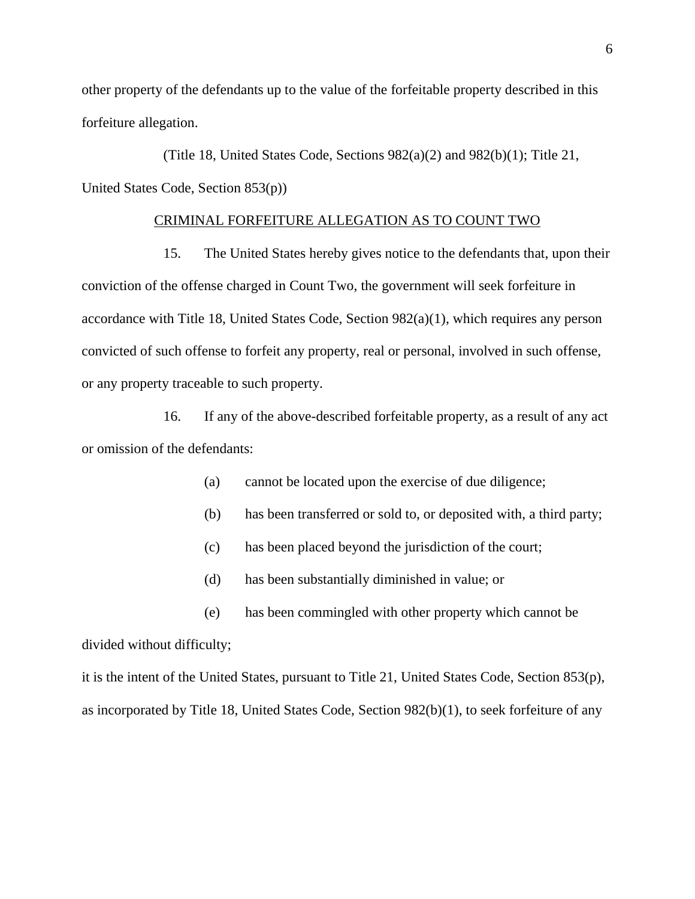other property of the defendants up to the value of the forfeitable property described in this forfeiture allegation.

(Title 18, United States Code, Sections 982(a)(2) and 982(b)(1); Title 21, United States Code, Section 853(p))

CRIMINAL FORFEITURE ALLEGATION AS TO COUNT TWO

15. The United States hereby gives notice to the defendants that, upon their conviction of the offense charged in Count Two, the government will seek forfeiture in accordance with Title 18, United States Code, Section 982(a)(1), which requires any person convicted of such offense to forfeit any property, real or personal, involved in such offense, or any property traceable to such property.

16. If any of the above-described forfeitable property, as a result of any act or omission of the defendants:

(a) cannot be located upon the exercise of due diligence;

(b) has been transferred or sold to, or deposited with, a third party;

(c) has been placed beyond the jurisdiction of the court;

(d) has been substantially diminished in value; or

(e) has been commingled with other property which cannot be divided without difficulty;

it is the intent of the United States, pursuant to Title 21, United States Code, Section 853(p), as incorporated by Title 18, United States Code, Section 982(b)(1), to seek forfeiture of any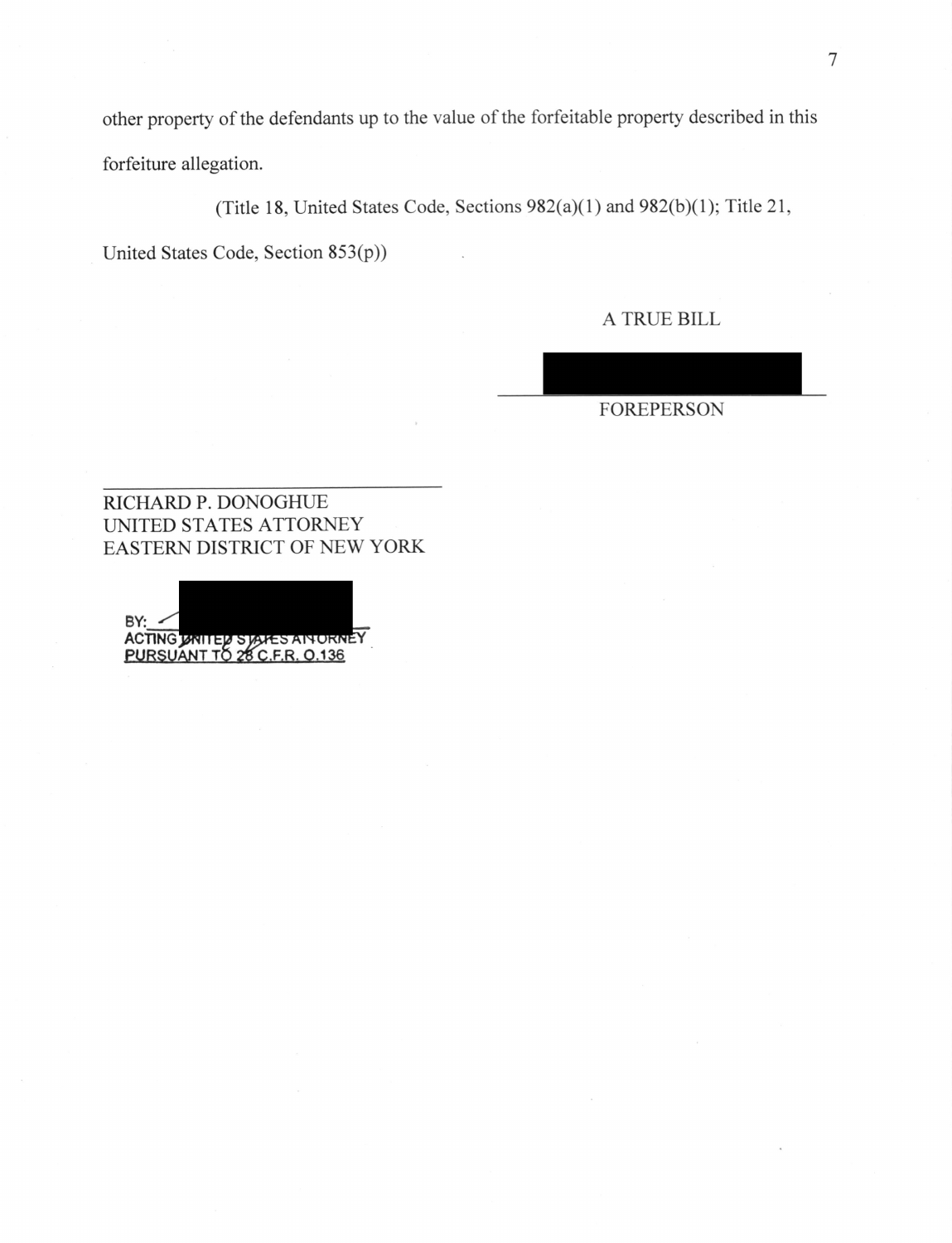other property of the defendants up to the value of the forfeitable property described in this forfeiture allegation.

(Title 18, United States Code, Sections 982(a)(1) and 982(b)(1); Title 21, United States Code, Section 853(p))

A TRUE BILL

\_\_\_\_\_\_\_\_\_\_\_\_\_\_\_\_\_\_\_\_\_\_\_\_\_\_\_\_\_\_
FOREPERSON

\_\_\_\_\_\_\_\_\_\_\_\_\_\_\_\_\_\_\_\_\_\_\_\_\_\_\_\_\_\_
RICHARD P. DONOGHUE
UNITED STATES ATTORNEY
EASTERN DISTRICT OF NEW YORK

BY: \_\_\_\_\_\_\_\_\_\_\_\_\_\_\_\_\_\_\_\_\_\_\_\_
ACTING UNITED STATES ATTORNEY
PURSUANT TO 28 C.F.R. 0.136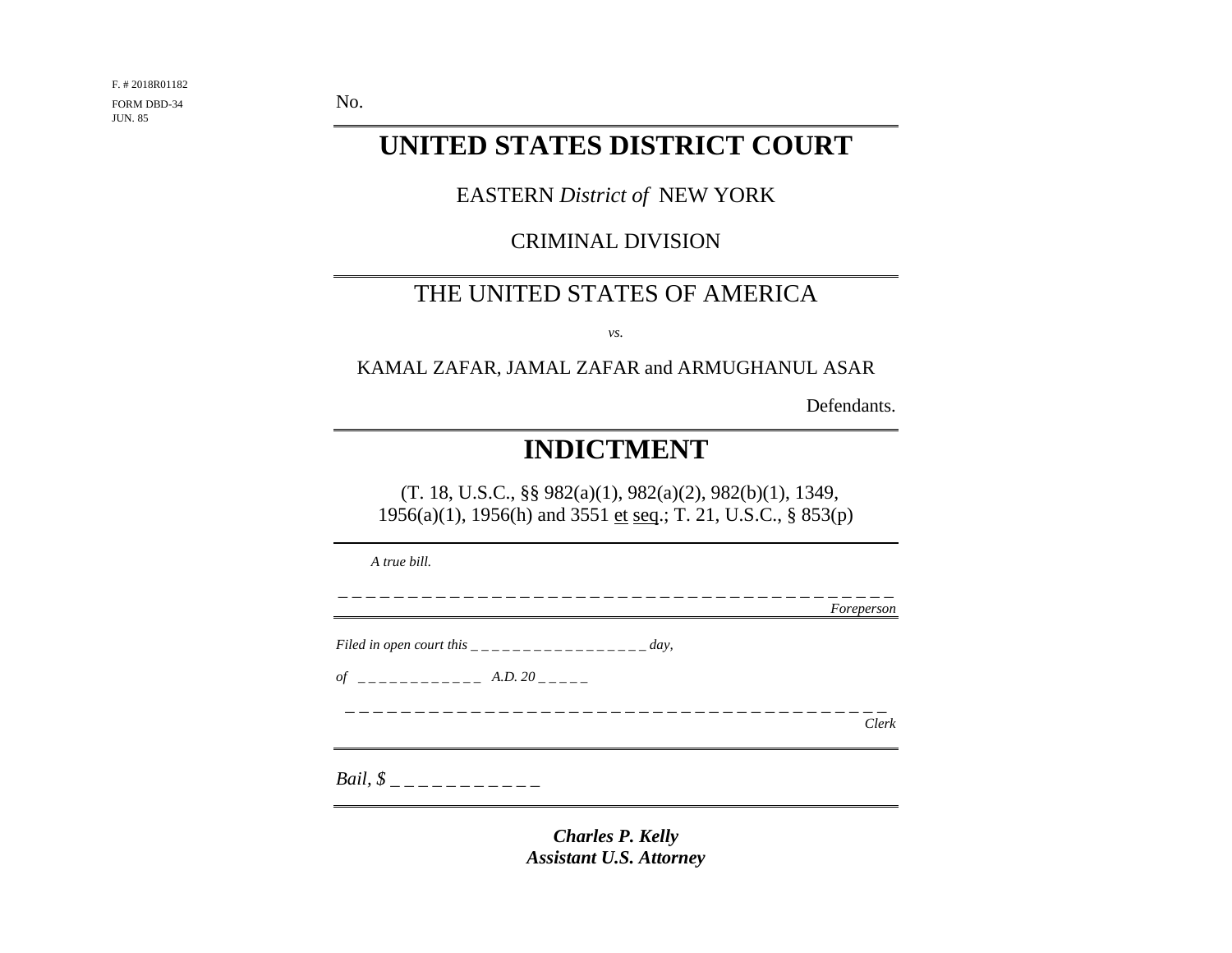F. # 2018R01182
FORM DBD-34
JUN. 85

No.

# UNITED STATES DISTRICT COURT

EASTERN *District of* NEW YORK

CRIMINAL DIVISION

THE UNITED STATES OF AMERICA

*vs.*

KAMAL ZAFAR, JAMAL ZAFAR and ARMUGHANUL ASAR

Defendants.

# INDICTMENT

(T. 18, U.S.C., §§ 982(a)(1), 982(a)(2), 982(b)(1), 1349, 1956(a)(1), 1956(h) and 3551 et seq.; T. 21, U.S.C., § 853(p)

*A true bill.*

_ _ _ _ _ _ _ _ _ _ _ _ _ _ _ _ _ _ _ _ _ _ _ _ _ _ _ _ _ _ _ _ _ _ _ _ _ _ _ _ _ _
*Foreperson*

*Filed in open court this* _ _ _ _ _ _ _ _ _ _ _ _ _ _ _ _ _ _ *day,*

*of* _ _ _ _ _ _ _ _ _ _ _ _ *A.D. 20* _ _ _ _ _

_ _ _ _ _ _ _ _ _ _ _ _ _ _ _ _ _ _ _ _ _ _ _ _ _ _ _ _ _ _ _ _ _ _ _ _ _ _ _ _ _ _
*Clerk*

*Bail, $* _ _ _ _ _ _ _ _ _ _ _

***Charles P. Kelly***
***Assistant U.S. Attorney***